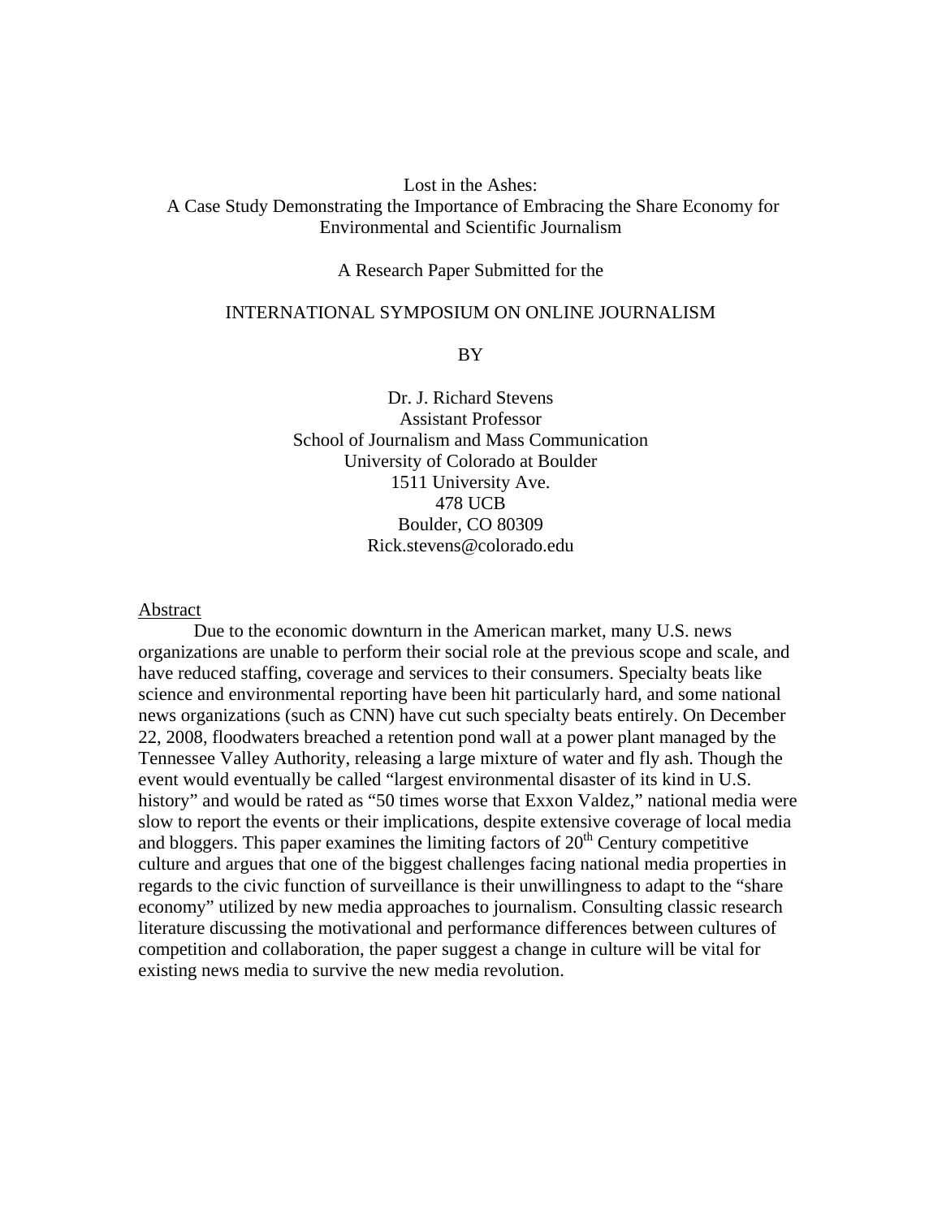# Lost in the Ashes:
## A Case Study Demonstrating the Importance of Embracing the Share Economy for Environmental and Scientific Journalism

A Research Paper Submitted for the

INTERNATIONAL SYMPOSIUM ON ONLINE JOURNALISM

BY

Dr. J. Richard Stevens
Assistant Professor
School of Journalism and Mass Communication
University of Colorado at Boulder
1511 University Ave.
478 UCB
Boulder, CO 80309
Rick.stevens@colorado.edu

## Abstract

Due to the economic downturn in the American market, many U.S. news organizations are unable to perform their social role at the previous scope and scale, and have reduced staffing, coverage and services to their consumers. Specialty beats like science and environmental reporting have been hit particularly hard, and some national news organizations (such as CNN) have cut such specialty beats entirely. On December 22, 2008, floodwaters breached a retention pond wall at a power plant managed by the Tennessee Valley Authority, releasing a large mixture of water and fly ash. Though the event would eventually be called "largest environmental disaster of its kind in U.S. history" and would be rated as "50 times worse that Exxon Valdez," national media were slow to report the events or their implications, despite extensive coverage of local media and bloggers. This paper examines the limiting factors of 20th Century competitive culture and argues that one of the biggest challenges facing national media properties in regards to the civic function of surveillance is their unwillingness to adapt to the "share economy" utilized by new media approaches to journalism. Consulting classic research literature discussing the motivational and performance differences between cultures of competition and collaboration, the paper suggest a change in culture will be vital for existing news media to survive the new media revolution.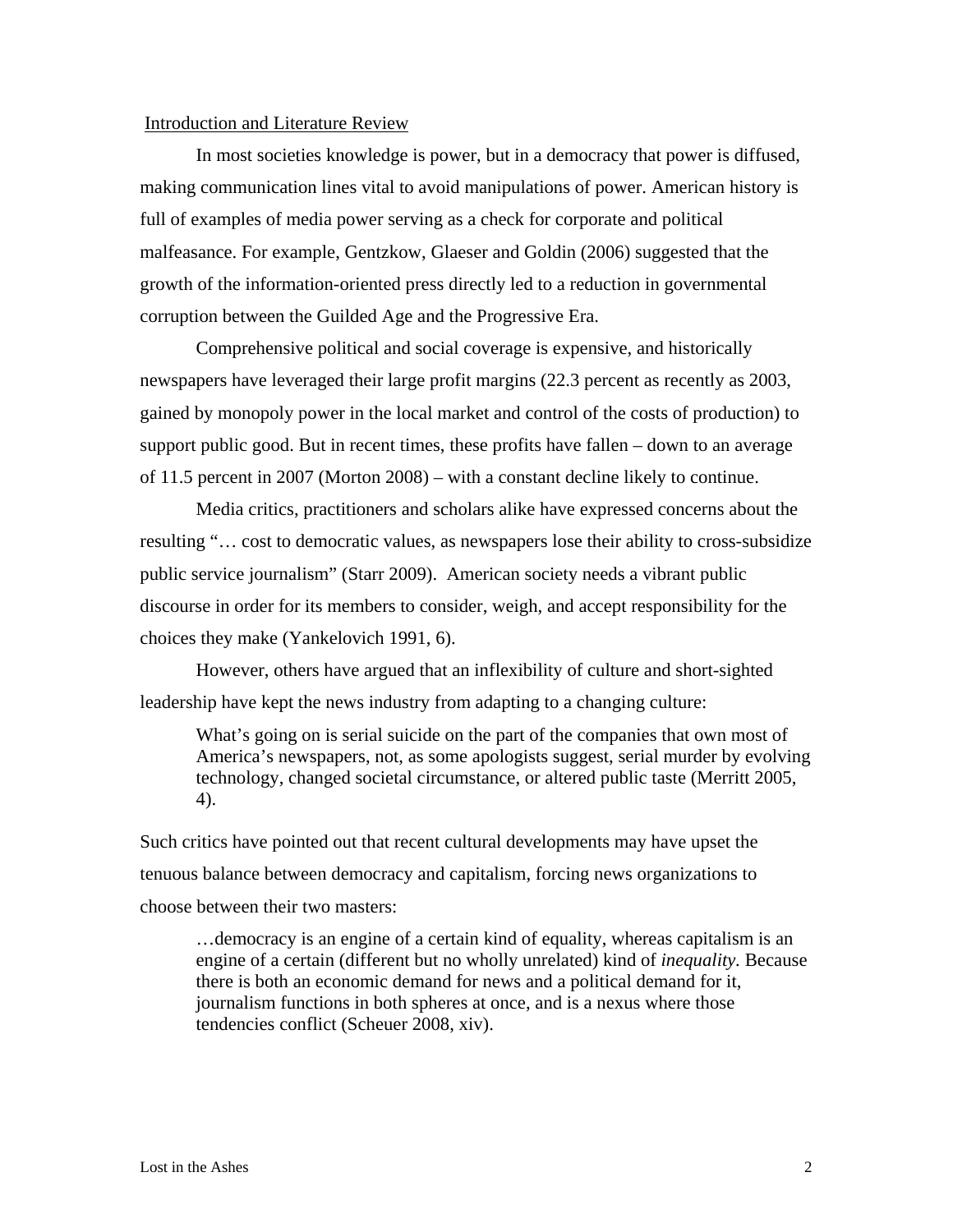## Introduction and Literature Review

In most societies knowledge is power, but in a democracy that power is diffused, making communication lines vital to avoid manipulations of power. American history is full of examples of media power serving as a check for corporate and political malfeasance. For example, Gentzkow, Glaeser and Goldin (2006) suggested that the growth of the information-oriented press directly led to a reduction in governmental corruption between the Guilded Age and the Progressive Era.

Comprehensive political and social coverage is expensive, and historically newspapers have leveraged their large profit margins (22.3 percent as recently as 2003, gained by monopoly power in the local market and control of the costs of production) to support public good. But in recent times, these profits have fallen – down to an average of 11.5 percent in 2007 (Morton 2008) – with a constant decline likely to continue.

Media critics, practitioners and scholars alike have expressed concerns about the resulting "… cost to democratic values, as newspapers lose their ability to cross-subsidize public service journalism" (Starr 2009). American society needs a vibrant public discourse in order for its members to consider, weigh, and accept responsibility for the choices they make (Yankelovich 1991, 6).

However, others have argued that an inflexibility of culture and short-sighted leadership have kept the news industry from adapting to a changing culture:

> What's going on is serial suicide on the part of the companies that own most of America's newspapers, not, as some apologists suggest, serial murder by evolving technology, changed societal circumstance, or altered public taste (Merritt 2005, 4).

Such critics have pointed out that recent cultural developments may have upset the tenuous balance between democracy and capitalism, forcing news organizations to choose between their two masters:

> …democracy is an engine of a certain kind of equality, whereas capitalism is an engine of a certain (different but no wholly unrelated) kind of *inequality*. Because there is both an economic demand for news and a political demand for it, journalism functions in both spheres at once, and is a nexus where those tendencies conflict (Scheuer 2008, xiv).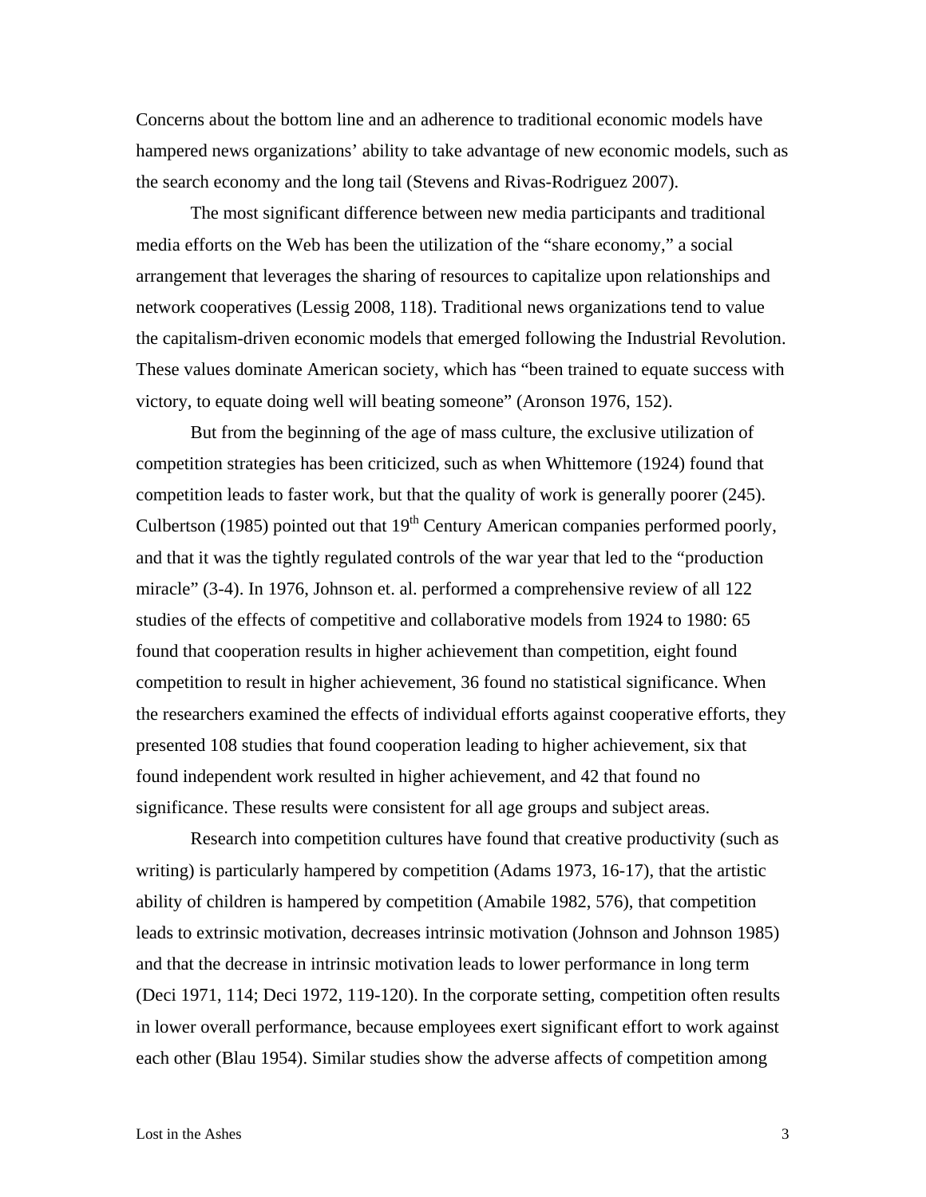Concerns about the bottom line and an adherence to traditional economic models have hampered news organizations' ability to take advantage of new economic models, such as the search economy and the long tail (Stevens and Rivas-Rodriguez 2007).

The most significant difference between new media participants and traditional media efforts on the Web has been the utilization of the "share economy," a social arrangement that leverages the sharing of resources to capitalize upon relationships and network cooperatives (Lessig 2008, 118). Traditional news organizations tend to value the capitalism-driven economic models that emerged following the Industrial Revolution. These values dominate American society, which has "been trained to equate success with victory, to equate doing well will beating someone" (Aronson 1976, 152).

But from the beginning of the age of mass culture, the exclusive utilization of competition strategies has been criticized, such as when Whittemore (1924) found that competition leads to faster work, but that the quality of work is generally poorer (245). Culbertson (1985) pointed out that 19th Century American companies performed poorly, and that it was the tightly regulated controls of the war year that led to the "production miracle" (3-4). In 1976, Johnson et. al. performed a comprehensive review of all 122 studies of the effects of competitive and collaborative models from 1924 to 1980: 65 found that cooperation results in higher achievement than competition, eight found competition to result in higher achievement, 36 found no statistical significance. When the researchers examined the effects of individual efforts against cooperative efforts, they presented 108 studies that found cooperation leading to higher achievement, six that found independent work resulted in higher achievement, and 42 that found no significance. These results were consistent for all age groups and subject areas.

Research into competition cultures have found that creative productivity (such as writing) is particularly hampered by competition (Adams 1973, 16-17), that the artistic ability of children is hampered by competition (Amabile 1982, 576), that competition leads to extrinsic motivation, decreases intrinsic motivation (Johnson and Johnson 1985) and that the decrease in intrinsic motivation leads to lower performance in long term (Deci 1971, 114; Deci 1972, 119-120). In the corporate setting, competition often results in lower overall performance, because employees exert significant effort to work against each other (Blau 1954). Similar studies show the adverse affects of competition among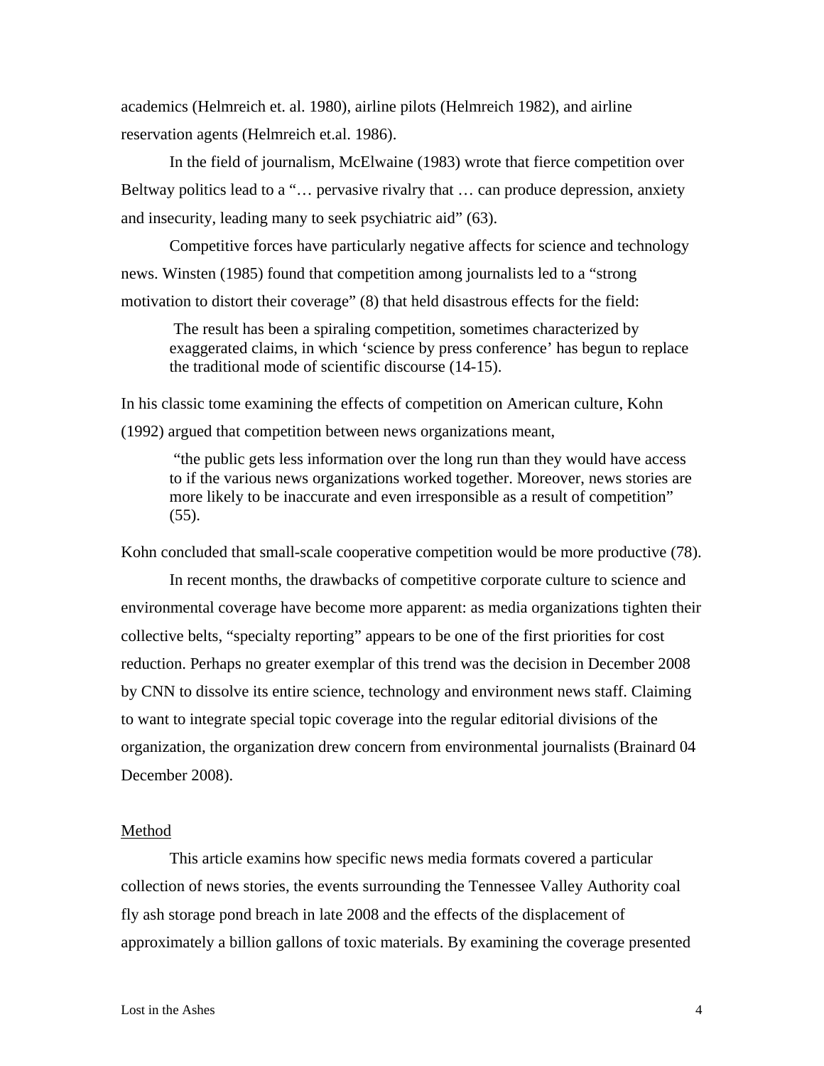academics (Helmreich et. al. 1980), airline pilots (Helmreich 1982), and airline reservation agents (Helmreich et.al. 1986).

In the field of journalism, McElwaine (1983) wrote that fierce competition over Beltway politics lead to a "… pervasive rivalry that … can produce depression, anxiety and insecurity, leading many to seek psychiatric aid" (63).

Competitive forces have particularly negative affects for science and technology news. Winsten (1985) found that competition among journalists led to a "strong motivation to distort their coverage" (8) that held disastrous effects for the field:

> The result has been a spiraling competition, sometimes characterized by exaggerated claims, in which 'science by press conference' has begun to replace the traditional mode of scientific discourse (14-15).

In his classic tome examining the effects of competition on American culture, Kohn (1992) argued that competition between news organizations meant,

> "the public gets less information over the long run than they would have access to if the various news organizations worked together. Moreover, news stories are more likely to be inaccurate and even irresponsible as a result of competition" (55).

Kohn concluded that small-scale cooperative competition would be more productive (78).

In recent months, the drawbacks of competitive corporate culture to science and environmental coverage have become more apparent: as media organizations tighten their collective belts, "specialty reporting" appears to be one of the first priorities for cost reduction. Perhaps no greater exemplar of this trend was the decision in December 2008 by CNN to dissolve its entire science, technology and environment news staff. Claiming to want to integrate special topic coverage into the regular editorial divisions of the organization, the organization drew concern from environmental journalists (Brainard 04 December 2008).

## Method

This article examins how specific news media formats covered a particular collection of news stories, the events surrounding the Tennessee Valley Authority coal fly ash storage pond breach in late 2008 and the effects of the displacement of approximately a billion gallons of toxic materials. By examining the coverage presented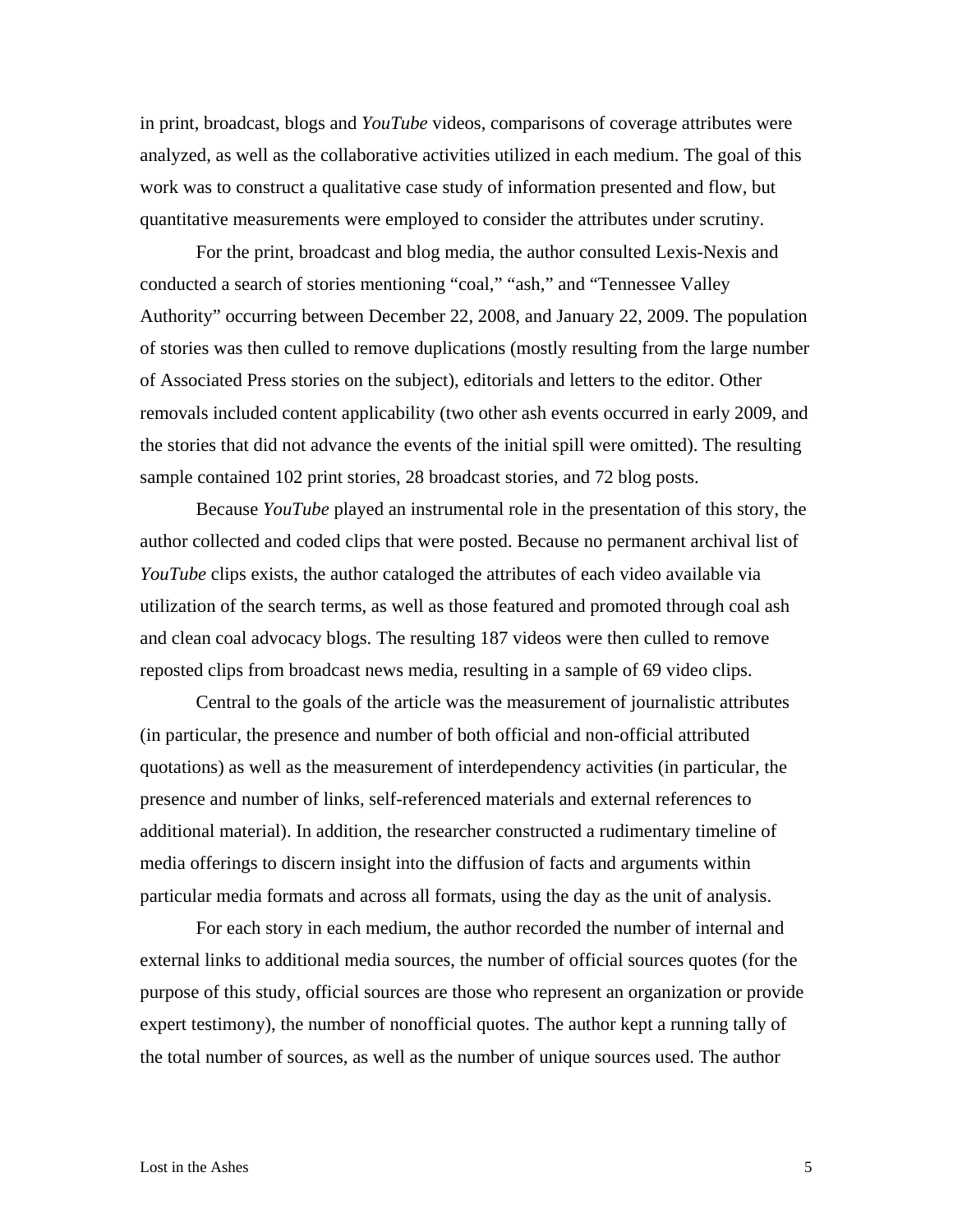in print, broadcast, blogs and *YouTube* videos, comparisons of coverage attributes were analyzed, as well as the collaborative activities utilized in each medium. The goal of this work was to construct a qualitative case study of information presented and flow, but quantitative measurements were employed to consider the attributes under scrutiny.

For the print, broadcast and blog media, the author consulted Lexis-Nexis and conducted a search of stories mentioning "coal," "ash," and "Tennessee Valley Authority" occurring between December 22, 2008, and January 22, 2009. The population of stories was then culled to remove duplications (mostly resulting from the large number of Associated Press stories on the subject), editorials and letters to the editor. Other removals included content applicability (two other ash events occurred in early 2009, and the stories that did not advance the events of the initial spill were omitted). The resulting sample contained 102 print stories, 28 broadcast stories, and 72 blog posts.

Because *YouTube* played an instrumental role in the presentation of this story, the author collected and coded clips that were posted. Because no permanent archival list of *YouTube* clips exists, the author cataloged the attributes of each video available via utilization of the search terms, as well as those featured and promoted through coal ash and clean coal advocacy blogs. The resulting 187 videos were then culled to remove reposted clips from broadcast news media, resulting in a sample of 69 video clips.

Central to the goals of the article was the measurement of journalistic attributes (in particular, the presence and number of both official and non-official attributed quotations) as well as the measurement of interdependency activities (in particular, the presence and number of links, self-referenced materials and external references to additional material). In addition, the researcher constructed a rudimentary timeline of media offerings to discern insight into the diffusion of facts and arguments within particular media formats and across all formats, using the day as the unit of analysis.

For each story in each medium, the author recorded the number of internal and external links to additional media sources, the number of official sources quotes (for the purpose of this study, official sources are those who represent an organization or provide expert testimony), the number of nonofficial quotes. The author kept a running tally of the total number of sources, as well as the number of unique sources used. The author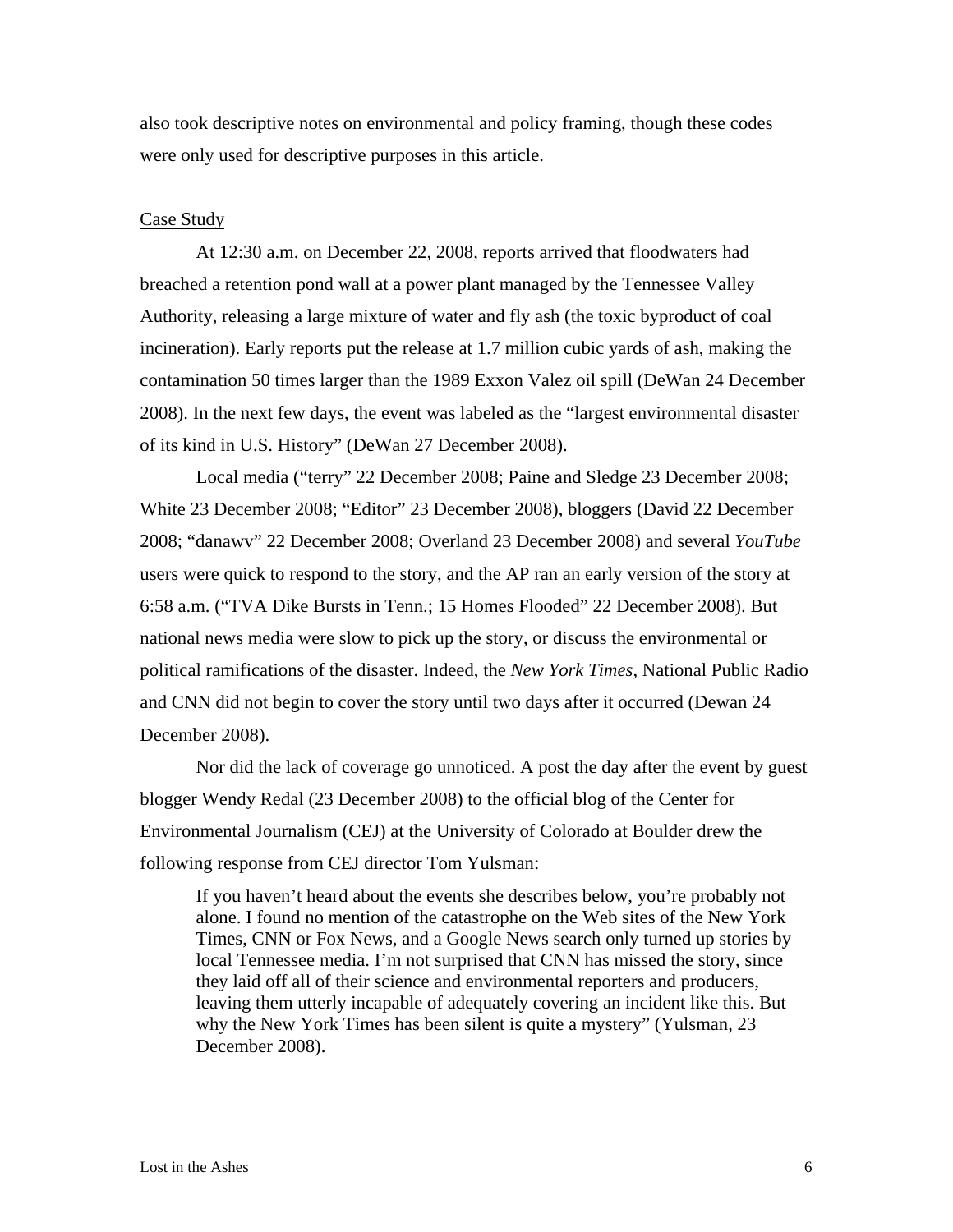also took descriptive notes on environmental and policy framing, though these codes were only used for descriptive purposes in this article.

## Case Study

At 12:30 a.m. on December 22, 2008, reports arrived that floodwaters had breached a retention pond wall at a power plant managed by the Tennessee Valley Authority, releasing a large mixture of water and fly ash (the toxic byproduct of coal incineration). Early reports put the release at 1.7 million cubic yards of ash, making the contamination 50 times larger than the 1989 Exxon Valez oil spill (DeWan 24 December 2008). In the next few days, the event was labeled as the "largest environmental disaster of its kind in U.S. History" (DeWan 27 December 2008).

Local media ("terry" 22 December 2008; Paine and Sledge 23 December 2008; White 23 December 2008; "Editor" 23 December 2008), bloggers (David 22 December 2008; "danawv" 22 December 2008; Overland 23 December 2008) and several *YouTube* users were quick to respond to the story, and the AP ran an early version of the story at 6:58 a.m. ("TVA Dike Bursts in Tenn.; 15 Homes Flooded" 22 December 2008). But national news media were slow to pick up the story, or discuss the environmental or political ramifications of the disaster. Indeed, the *New York Times*, National Public Radio and CNN did not begin to cover the story until two days after it occurred (Dewan 24 December 2008).

Nor did the lack of coverage go unnoticed. A post the day after the event by guest blogger Wendy Redal (23 December 2008) to the official blog of the Center for Environmental Journalism (CEJ) at the University of Colorado at Boulder drew the following response from CEJ director Tom Yulsman:

> If you haven't heard about the events she describes below, you're probably not alone. I found no mention of the catastrophe on the Web sites of the New York Times, CNN or Fox News, and a Google News search only turned up stories by local Tennessee media. I'm not surprised that CNN has missed the story, since they laid off all of their science and environmental reporters and producers, leaving them utterly incapable of adequately covering an incident like this. But why the New York Times has been silent is quite a mystery" (Yulsman, 23 December 2008).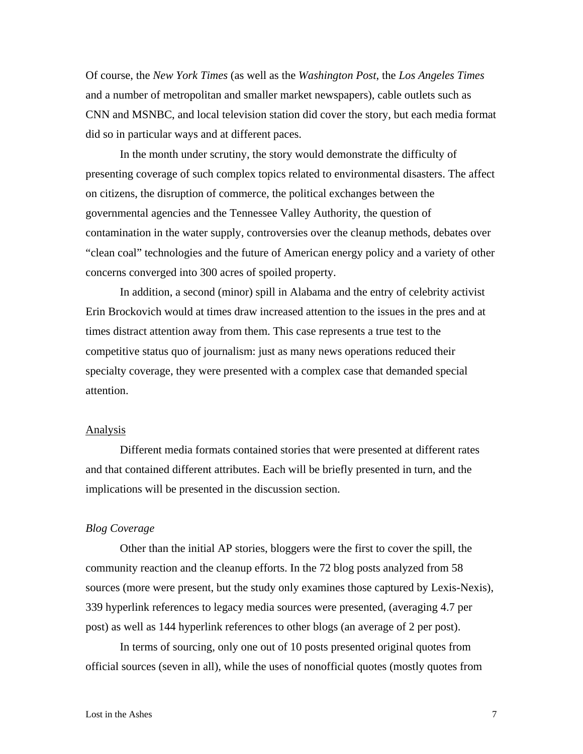Of course, the *New York Times* (as well as the *Washington Post*, the *Los Angeles Times* and a number of metropolitan and smaller market newspapers), cable outlets such as CNN and MSNBC, and local television station did cover the story, but each media format did so in particular ways and at different paces.

In the month under scrutiny, the story would demonstrate the difficulty of presenting coverage of such complex topics related to environmental disasters. The affect on citizens, the disruption of commerce, the political exchanges between the governmental agencies and the Tennessee Valley Authority, the question of contamination in the water supply, controversies over the cleanup methods, debates over "clean coal" technologies and the future of American energy policy and a variety of other concerns converged into 300 acres of spoiled property.

In addition, a second (minor) spill in Alabama and the entry of celebrity activist Erin Brockovich would at times draw increased attention to the issues in the pres and at times distract attention away from them. This case represents a true test to the competitive status quo of journalism: just as many news operations reduced their specialty coverage, they were presented with a complex case that demanded special attention.

## Analysis

Different media formats contained stories that were presented at different rates and that contained different attributes. Each will be briefly presented in turn, and the implications will be presented in the discussion section.

### *Blog Coverage*

Other than the initial AP stories, bloggers were the first to cover the spill, the community reaction and the cleanup efforts. In the 72 blog posts analyzed from 58 sources (more were present, but the study only examines those captured by Lexis-Nexis), 339 hyperlink references to legacy media sources were presented, (averaging 4.7 per post) as well as 144 hyperlink references to other blogs (an average of 2 per post).

In terms of sourcing, only one out of 10 posts presented original quotes from official sources (seven in all), while the uses of nonofficial quotes (mostly quotes from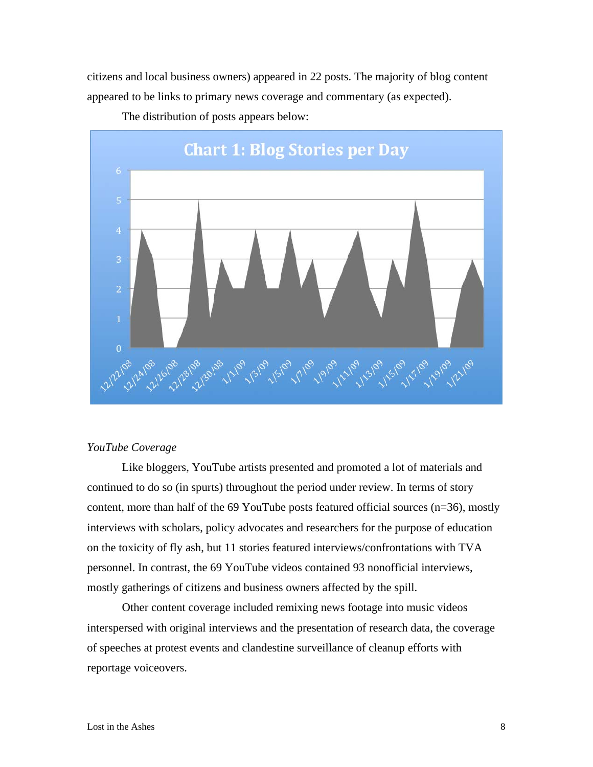citizens and local business owners) appeared in 22 posts. The majority of blog content appeared to be links to primary news coverage and commentary (as expected).

The distribution of posts appears below:

**Chart 1: Blog Stories per Day**

*YouTube Coverage*

Like bloggers, YouTube artists presented and promoted a lot of materials and continued to do so (in spurts) throughout the period under review. In terms of story content, more than half of the 69 YouTube posts featured official sources (n=36), mostly interviews with scholars, policy advocates and researchers for the purpose of education on the toxicity of fly ash, but 11 stories featured interviews/confrontations with TVA personnel. In contrast, the 69 YouTube videos contained 93 nonofficial interviews, mostly gatherings of citizens and business owners affected by the spill.

Other content coverage included remixing news footage into music videos interspersed with original interviews and the presentation of research data, the coverage of speeches at protest events and clandestine surveillance of cleanup efforts with reportage voiceovers.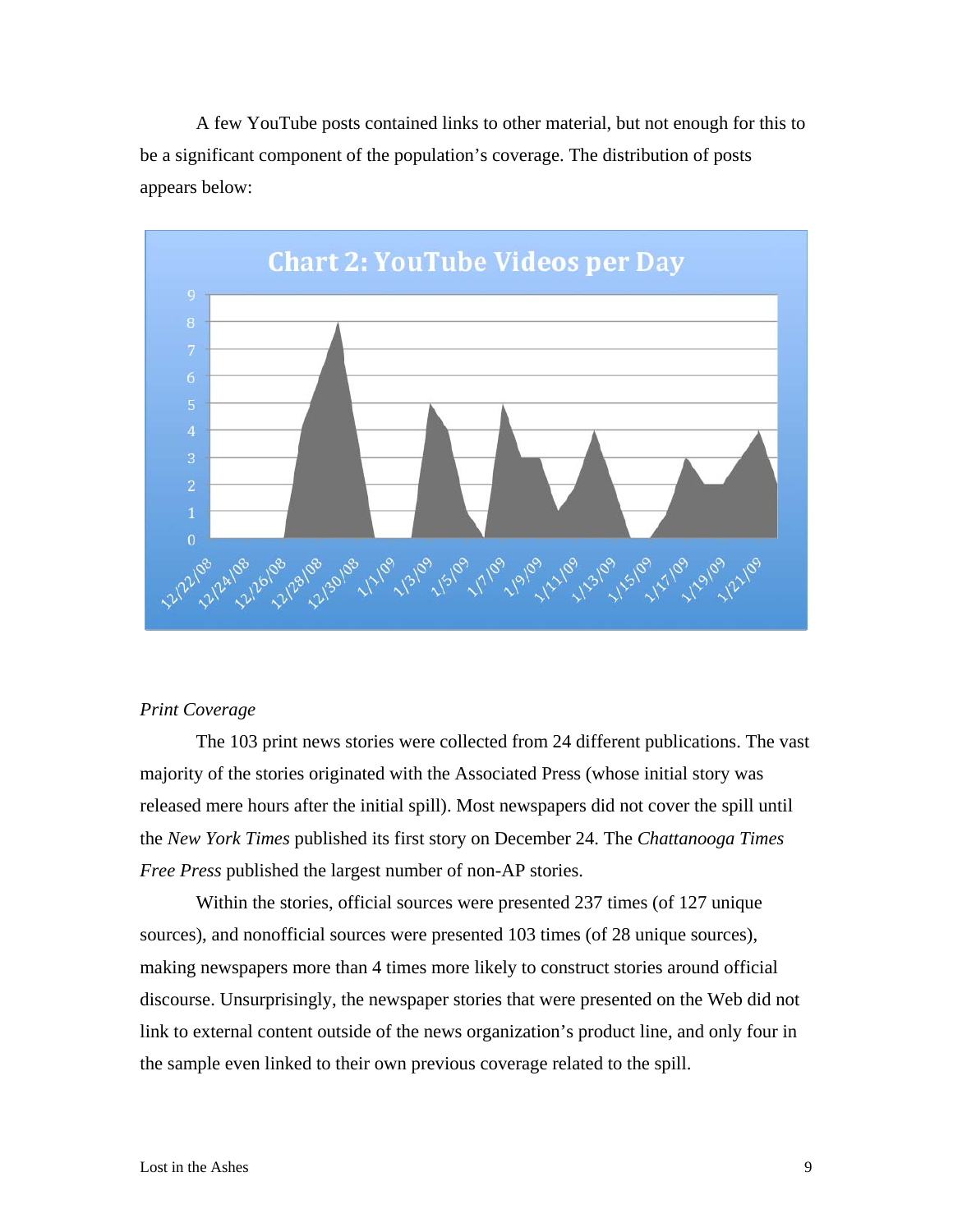A few YouTube posts contained links to other material, but not enough for this to be a significant component of the population's coverage. The distribution of posts appears below:

Chart 2: YouTube Videos per Day

*Print Coverage*

The 103 print news stories were collected from 24 different publications. The vast majority of the stories originated with the Associated Press (whose initial story was released mere hours after the initial spill). Most newspapers did not cover the spill until the *New York Times* published its first story on December 24. The *Chattanooga Times Free Press* published the largest number of non-AP stories.

Within the stories, official sources were presented 237 times (of 127 unique sources), and nonofficial sources were presented 103 times (of 28 unique sources), making newspapers more than 4 times more likely to construct stories around official discourse. Unsurprisingly, the newspaper stories that were presented on the Web did not link to external content outside of the news organization's product line, and only four in the sample even linked to their own previous coverage related to the spill.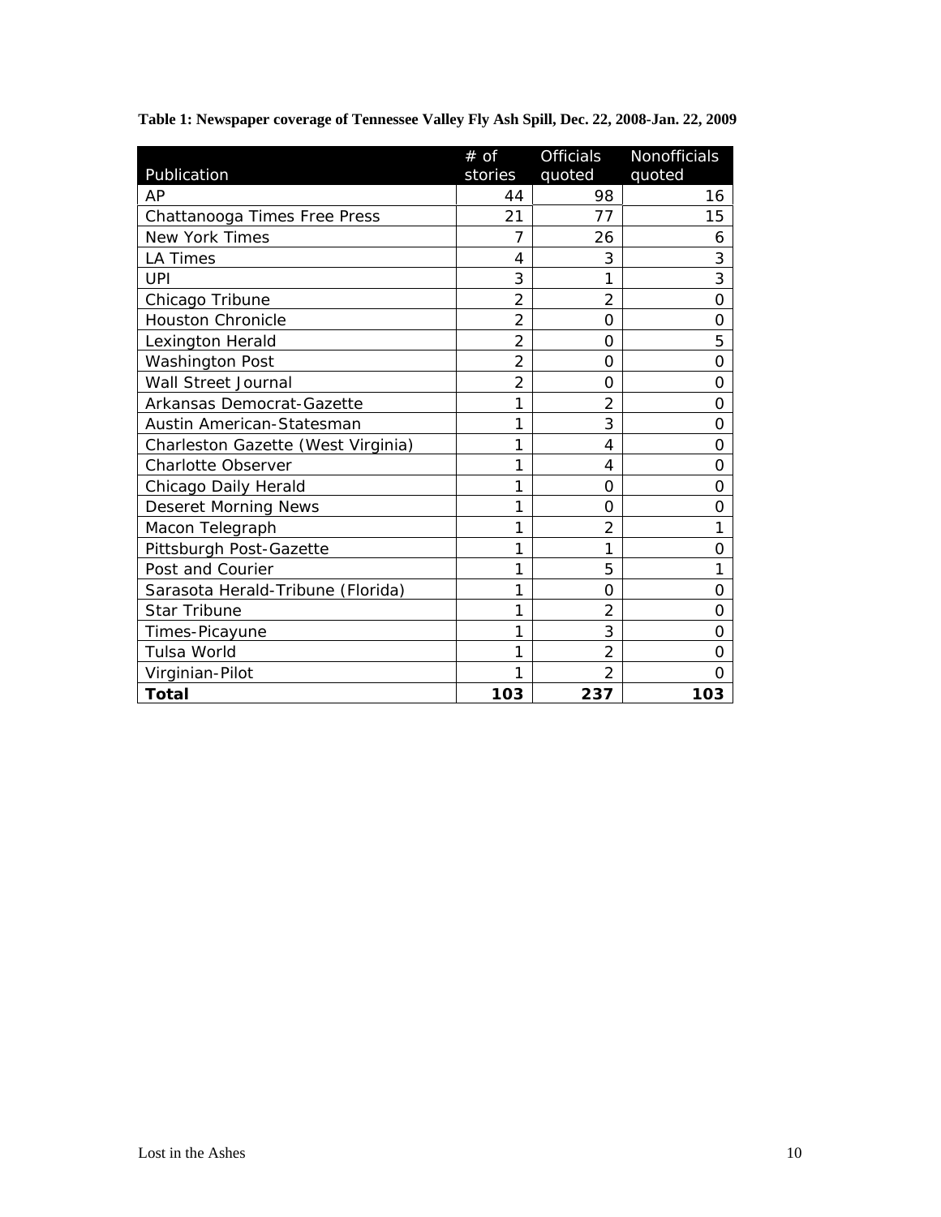**Table 1: Newspaper coverage of Tennessee Valley Fly Ash Spill, Dec. 22, 2008-Jan. 22, 2009**

| Publication | # of stories | Officials quoted | Nonofficials quoted |
|---|---|---|---|
| AP | 44 | 98 | 16 |
| Chattanooga Times Free Press | 21 | 77 | 15 |
| New York Times | 7 | 26 | 6 |
| LA Times | 4 | 3 | 3 |
| UPI | 3 | 1 | 3 |
| Chicago Tribune | 2 | 2 | 0 |
| Houston Chronicle | 2 | 0 | 0 |
| Lexington Herald | 2 | 0 | 5 |
| Washington Post | 2 | 0 | 0 |
| Wall Street Journal | 2 | 0 | 0 |
| Arkansas Democrat-Gazette | 1 | 2 | 0 |
| Austin American-Statesman | 1 | 3 | 0 |
| Charleston Gazette (West Virginia) | 1 | 4 | 0 |
| Charlotte Observer | 1 | 4 | 0 |
| Chicago Daily Herald | 1 | 0 | 0 |
| Deseret Morning News | 1 | 0 | 0 |
| Macon Telegraph | 1 | 2 | 1 |
| Pittsburgh Post-Gazette | 1 | 1 | 0 |
| Post and Courier | 1 | 5 | 1 |
| Sarasota Herald-Tribune (Florida) | 1 | 0 | 0 |
| Star Tribune | 1 | 2 | 0 |
| Times-Picayune | 1 | 3 | 0 |
| Tulsa World | 1 | 2 | 0 |
| Virginian-Pilot | 1 | 2 | 0 |
| **Total** | **103** | **237** | **103** |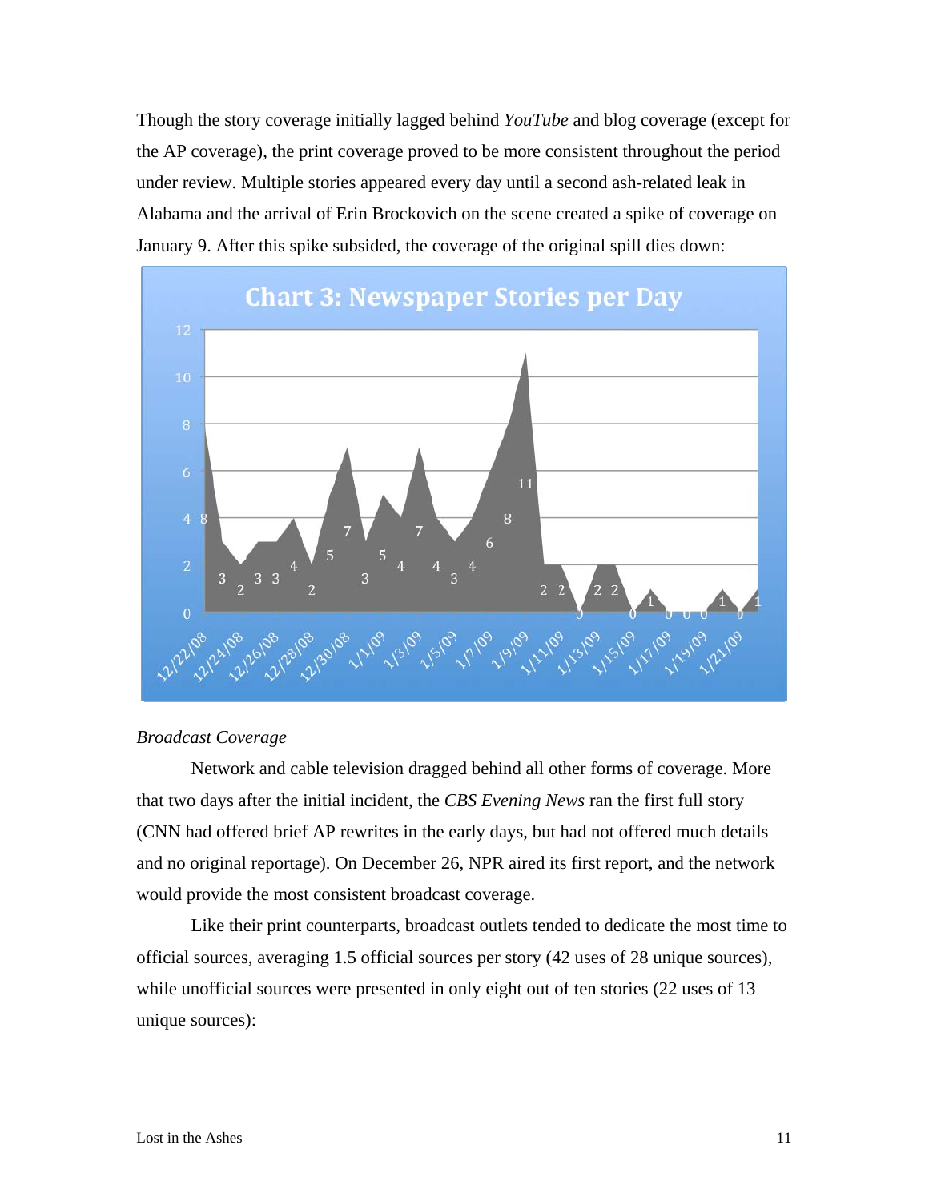Though the story coverage initially lagged behind *YouTube* and blog coverage (except for the AP coverage), the print coverage proved to be more consistent throughout the period under review. Multiple stories appeared every day until a second ash-related leak in Alabama and the arrival of Erin Brockovich on the scene created a spike of coverage on January 9. After this spike subsided, the coverage of the original spill dies down:

**Chart 3: Newspaper Stories per Day**

### *Broadcast Coverage*

Network and cable television dragged behind all other forms of coverage. More that two days after the initial incident, the *CBS Evening News* ran the first full story (CNN had offered brief AP rewrites in the early days, but had not offered much details and no original reportage). On December 26, NPR aired its first report, and the network would provide the most consistent broadcast coverage.

Like their print counterparts, broadcast outlets tended to dedicate the most time to official sources, averaging 1.5 official sources per story (42 uses of 28 unique sources), while unofficial sources were presented in only eight out of ten stories (22 uses of 13 unique sources):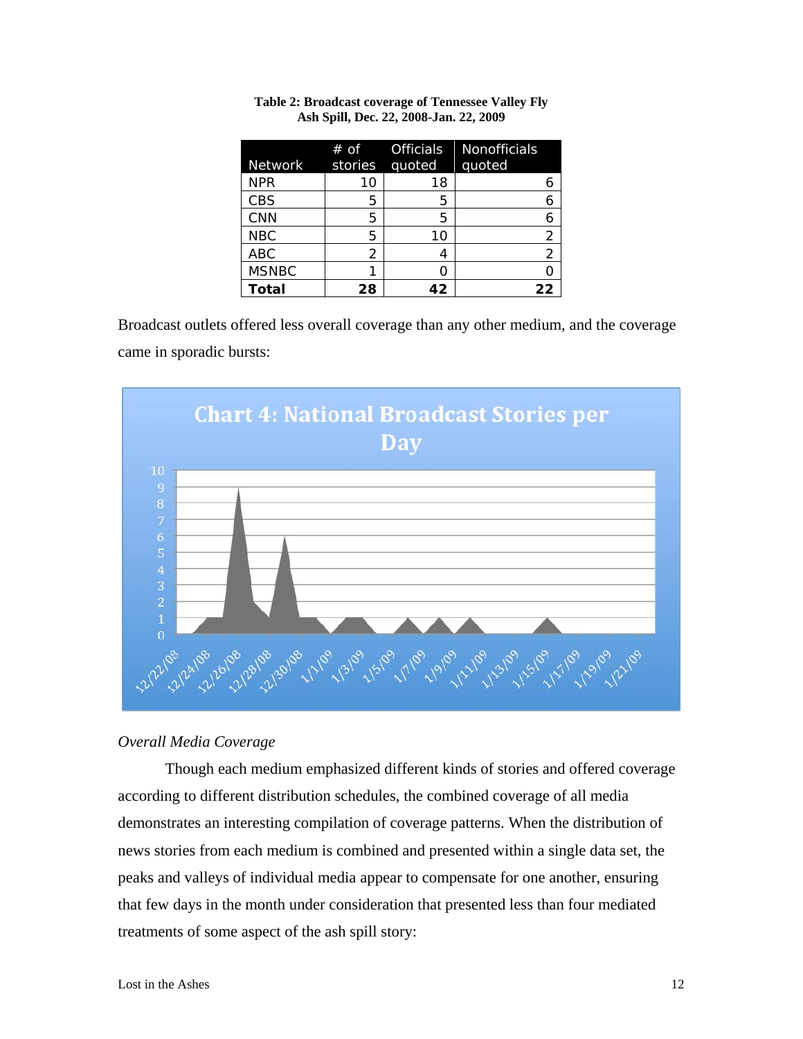**Table 2: Broadcast coverage of Tennessee Valley Fly Ash Spill, Dec. 22, 2008-Jan. 22, 2009**

| Network | # of stories | Officials quoted | Nonofficials quoted |
|---|---|---|---|
| NPR | 10 | 18 | 6 |
| CBS | 5 | 5 | 6 |
| CNN | 5 | 5 | 6 |
| NBC | 5 | 10 | 2 |
| ABC | 2 | 4 | 2 |
| MSNBC | 1 | 0 | 0 |
| **Total** | **28** | **42** | **22** |

Broadcast outlets offered less overall coverage than any other medium, and the coverage came in sporadic bursts:

**Chart 4: National Broadcast Stories per Day**

*Overall Media Coverage*

Though each medium emphasized different kinds of stories and offered coverage according to different distribution schedules, the combined coverage of all media demonstrates an interesting compilation of coverage patterns. When the distribution of news stories from each medium is combined and presented within a single data set, the peaks and valleys of individual media appear to compensate for one another, ensuring that few days in the month under consideration that presented less than four mediated treatments of some aspect of the ash spill story: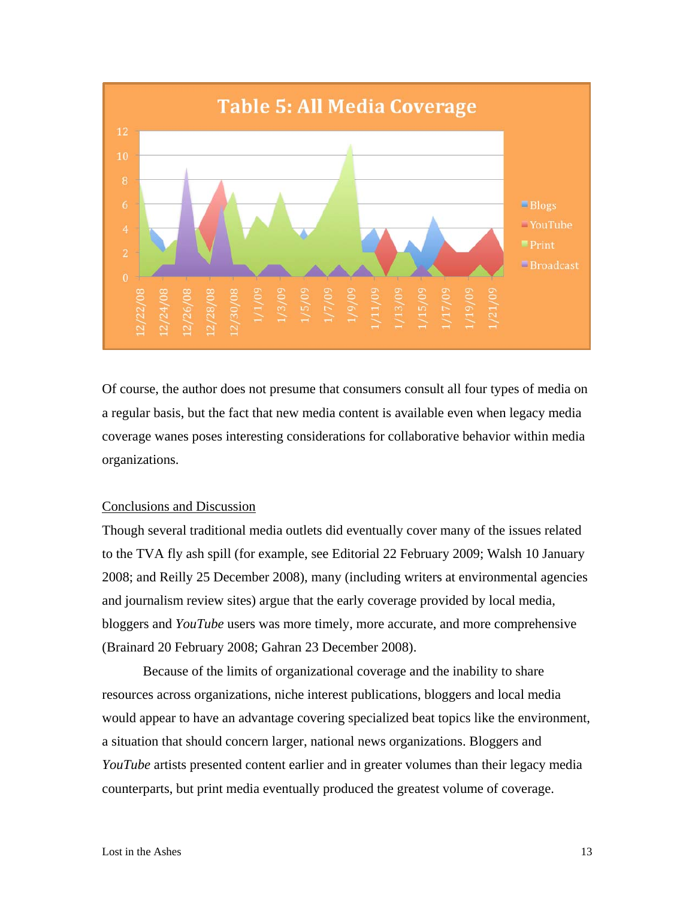Table 5: All Media Coverage

Of course, the author does not presume that consumers consult all four types of media on a regular basis, but the fact that new media content is available even when legacy media coverage wanes poses interesting considerations for collaborative behavior within media organizations.

## Conclusions and Discussion

Though several traditional media outlets did eventually cover many of the issues related to the TVA fly ash spill (for example, see Editorial 22 February 2009; Walsh 10 January 2008; and Reilly 25 December 2008), many (including writers at environmental agencies and journalism review sites) argue that the early coverage provided by local media, bloggers and *YouTube* users was more timely, more accurate, and more comprehensive (Brainard 20 February 2008; Gahran 23 December 2008).

Because of the limits of organizational coverage and the inability to share resources across organizations, niche interest publications, bloggers and local media would appear to have an advantage covering specialized beat topics like the environment, a situation that should concern larger, national news organizations. Bloggers and *YouTube* artists presented content earlier and in greater volumes than their legacy media counterparts, but print media eventually produced the greatest volume of coverage.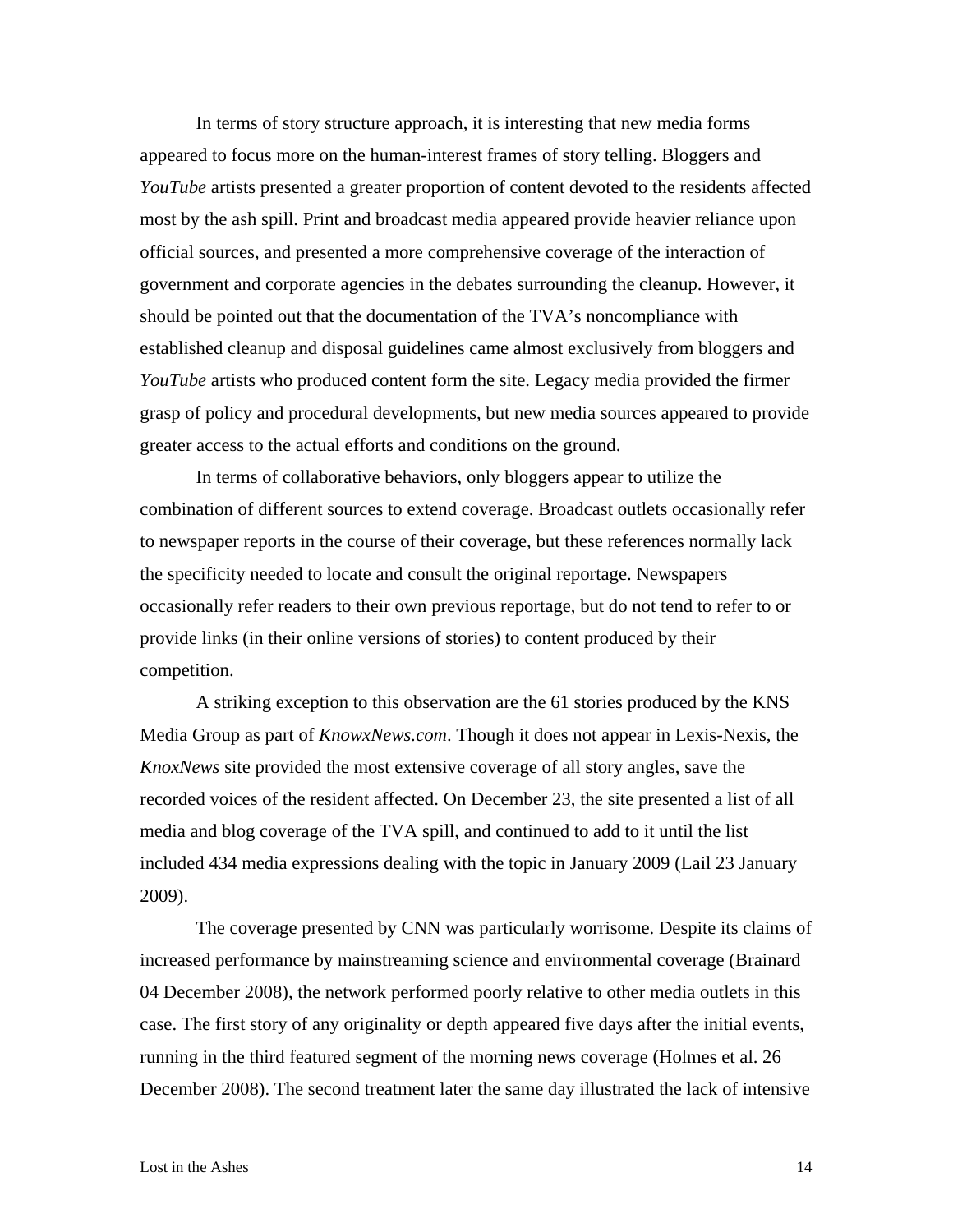In terms of story structure approach, it is interesting that new media forms appeared to focus more on the human-interest frames of story telling. Bloggers and *YouTube* artists presented a greater proportion of content devoted to the residents affected most by the ash spill. Print and broadcast media appeared provide heavier reliance upon official sources, and presented a more comprehensive coverage of the interaction of government and corporate agencies in the debates surrounding the cleanup. However, it should be pointed out that the documentation of the TVA's noncompliance with established cleanup and disposal guidelines came almost exclusively from bloggers and *YouTube* artists who produced content form the site. Legacy media provided the firmer grasp of policy and procedural developments, but new media sources appeared to provide greater access to the actual efforts and conditions on the ground.

In terms of collaborative behaviors, only bloggers appear to utilize the combination of different sources to extend coverage. Broadcast outlets occasionally refer to newspaper reports in the course of their coverage, but these references normally lack the specificity needed to locate and consult the original reportage. Newspapers occasionally refer readers to their own previous reportage, but do not tend to refer to or provide links (in their online versions of stories) to content produced by their competition.

A striking exception to this observation are the 61 stories produced by the KNS Media Group as part of *KnowxNews.com*. Though it does not appear in Lexis-Nexis, the *KnoxNews* site provided the most extensive coverage of all story angles, save the recorded voices of the resident affected. On December 23, the site presented a list of all media and blog coverage of the TVA spill, and continued to add to it until the list included 434 media expressions dealing with the topic in January 2009 (Lail 23 January 2009).

The coverage presented by CNN was particularly worrisome. Despite its claims of increased performance by mainstreaming science and environmental coverage (Brainard 04 December 2008), the network performed poorly relative to other media outlets in this case. The first story of any originality or depth appeared five days after the initial events, running in the third featured segment of the morning news coverage (Holmes et al. 26 December 2008). The second treatment later the same day illustrated the lack of intensive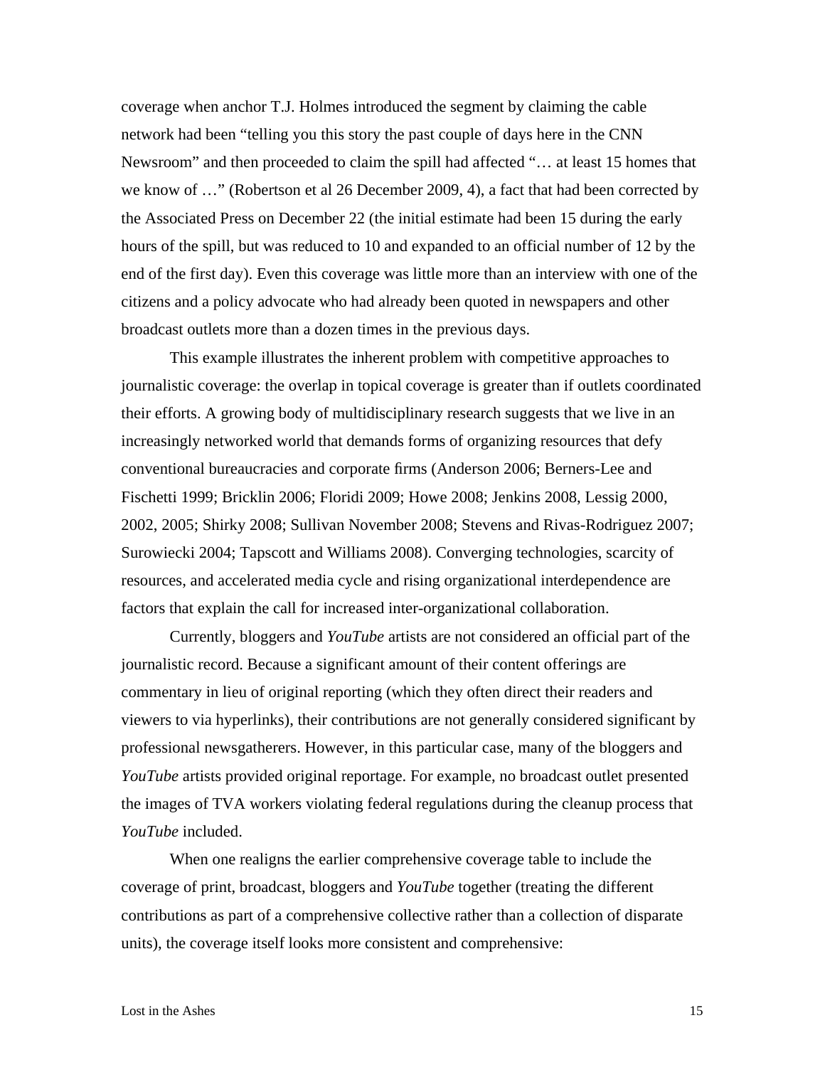coverage when anchor T.J. Holmes introduced the segment by claiming the cable network had been "telling you this story the past couple of days here in the CNN Newsroom" and then proceeded to claim the spill had affected "… at least 15 homes that we know of …" (Robertson et al 26 December 2009, 4), a fact that had been corrected by the Associated Press on December 22 (the initial estimate had been 15 during the early hours of the spill, but was reduced to 10 and expanded to an official number of 12 by the end of the first day). Even this coverage was little more than an interview with one of the citizens and a policy advocate who had already been quoted in newspapers and other broadcast outlets more than a dozen times in the previous days.

This example illustrates the inherent problem with competitive approaches to journalistic coverage: the overlap in topical coverage is greater than if outlets coordinated their efforts. A growing body of multidisciplinary research suggests that we live in an increasingly networked world that demands forms of organizing resources that defy conventional bureaucracies and corporate firms (Anderson 2006; Berners-Lee and Fischetti 1999; Bricklin 2006; Floridi 2009; Howe 2008; Jenkins 2008, Lessig 2000, 2002, 2005; Shirky 2008; Sullivan November 2008; Stevens and Rivas-Rodriguez 2007; Surowiecki 2004; Tapscott and Williams 2008). Converging technologies, scarcity of resources, and accelerated media cycle and rising organizational interdependence are factors that explain the call for increased inter-organizational collaboration.

Currently, bloggers and *YouTube* artists are not considered an official part of the journalistic record. Because a significant amount of their content offerings are commentary in lieu of original reporting (which they often direct their readers and viewers to via hyperlinks), their contributions are not generally considered significant by professional newsgatherers. However, in this particular case, many of the bloggers and *YouTube* artists provided original reportage. For example, no broadcast outlet presented the images of TVA workers violating federal regulations during the cleanup process that *YouTube* included.

When one realigns the earlier comprehensive coverage table to include the coverage of print, broadcast, bloggers and *YouTube* together (treating the different contributions as part of a comprehensive collective rather than a collection of disparate units), the coverage itself looks more consistent and comprehensive: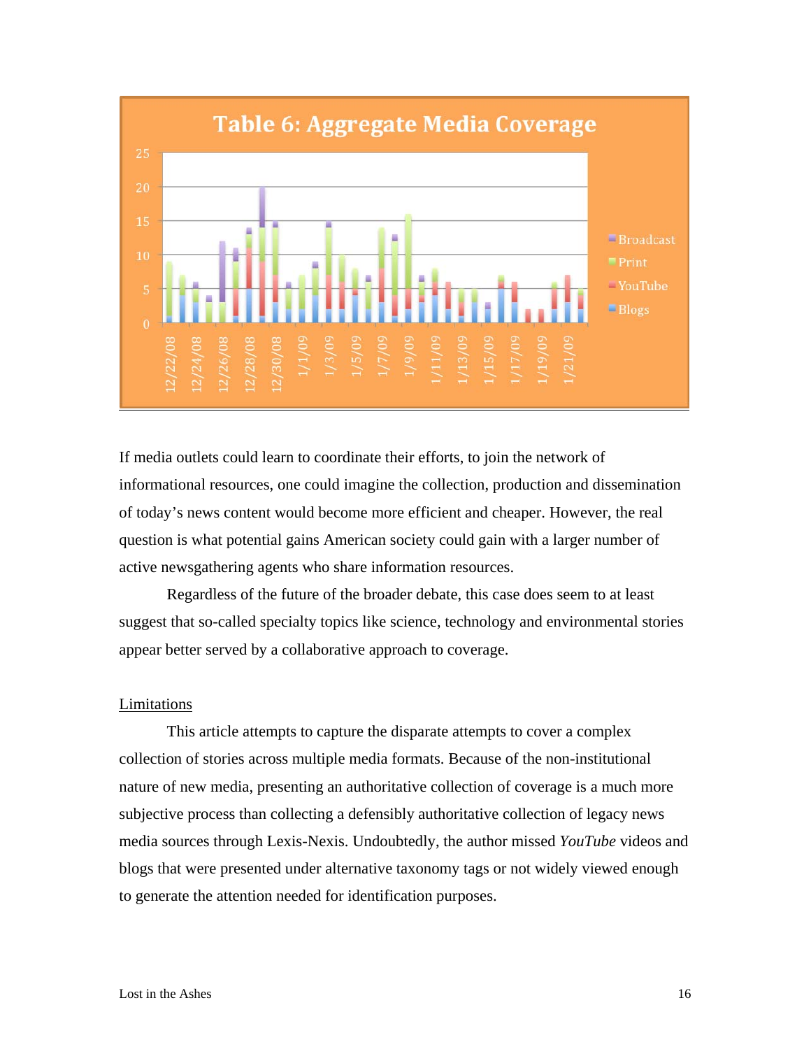Table 6: Aggregate Media Coverage

If media outlets could learn to coordinate their efforts, to join the network of informational resources, one could imagine the collection, production and dissemination of today's news content would become more efficient and cheaper. However, the real question is what potential gains American society could gain with a larger number of active newsgathering agents who share information resources.

Regardless of the future of the broader debate, this case does seem to at least suggest that so-called specialty topics like science, technology and environmental stories appear better served by a collaborative approach to coverage.

## Limitations

This article attempts to capture the disparate attempts to cover a complex collection of stories across multiple media formats. Because of the non-institutional nature of new media, presenting an authoritative collection of coverage is a much more subjective process than collecting a defensibly authoritative collection of legacy news media sources through Lexis-Nexis. Undoubtedly, the author missed *YouTube* videos and blogs that were presented under alternative taxonomy tags or not widely viewed enough to generate the attention needed for identification purposes.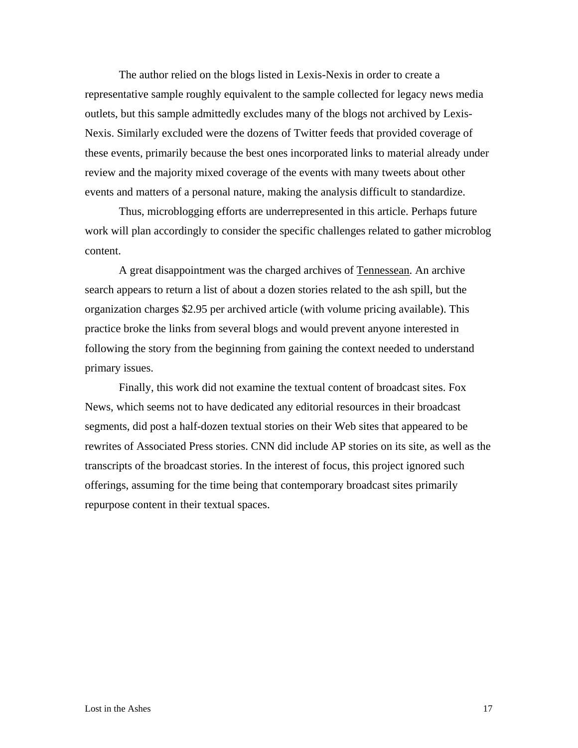The author relied on the blogs listed in Lexis-Nexis in order to create a representative sample roughly equivalent to the sample collected for legacy news media outlets, but this sample admittedly excludes many of the blogs not archived by Lexis-Nexis. Similarly excluded were the dozens of Twitter feeds that provided coverage of these events, primarily because the best ones incorporated links to material already under review and the majority mixed coverage of the events with many tweets about other events and matters of a personal nature, making the analysis difficult to standardize.

Thus, microblogging efforts are underrepresented in this article. Perhaps future work will plan accordingly to consider the specific challenges related to gather microblog content.

A great disappointment was the charged archives of Tennessean. An archive search appears to return a list of about a dozen stories related to the ash spill, but the organization charges $2.95 per archived article (with volume pricing available). This practice broke the links from several blogs and would prevent anyone interested in following the story from the beginning from gaining the context needed to understand primary issues.

Finally, this work did not examine the textual content of broadcast sites. Fox News, which seems not to have dedicated any editorial resources in their broadcast segments, did post a half-dozen textual stories on their Web sites that appeared to be rewrites of Associated Press stories. CNN did include AP stories on its site, as well as the transcripts of the broadcast stories. In the interest of focus, this project ignored such offerings, assuming for the time being that contemporary broadcast sites primarily repurpose content in their textual spaces.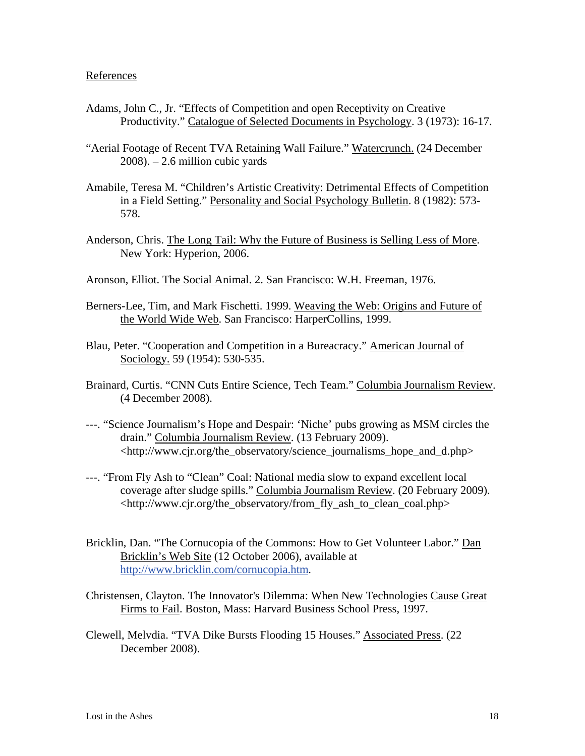## References

Adams, John C., Jr. "Effects of Competition and open Receptivity on Creative Productivity." Catalogue of Selected Documents in Psychology. 3 (1973): 16-17.

"Aerial Footage of Recent TVA Retaining Wall Failure." Watercrunch. (24 December 2008). – 2.6 million cubic yards

Amabile, Teresa M. "Children's Artistic Creativity: Detrimental Effects of Competition in a Field Setting." Personality and Social Psychology Bulletin. 8 (1982): 573-578.

Anderson, Chris. The Long Tail: Why the Future of Business is Selling Less of More. New York: Hyperion, 2006.

Aronson, Elliot. The Social Animal. 2. San Francisco: W.H. Freeman, 1976.

Berners-Lee, Tim, and Mark Fischetti. 1999. Weaving the Web: Origins and Future of the World Wide Web. San Francisco: HarperCollins, 1999.

Blau, Peter. "Cooperation and Competition in a Bureacracy." American Journal of Sociology. 59 (1954): 530-535.

Brainard, Curtis. "CNN Cuts Entire Science, Tech Team." Columbia Journalism Review. (4 December 2008).

---. "Science Journalism's Hope and Despair: 'Niche' pubs growing as MSM circles the drain." Columbia Journalism Review. (13 February 2009). <http://www.cjr.org/the_observatory/science_journalisms_hope_and_d.php>

---. "From Fly Ash to "Clean" Coal: National media slow to expand excellent local coverage after sludge spills." Columbia Journalism Review. (20 February 2009). <http://www.cjr.org/the_observatory/from_fly_ash_to_clean_coal.php>

Bricklin, Dan. "The Cornucopia of the Commons: How to Get Volunteer Labor." Dan Bricklin's Web Site (12 October 2006), available at http://www.bricklin.com/cornucopia.htm.

Christensen, Clayton. The Innovator's Dilemma: When New Technologies Cause Great Firms to Fail. Boston, Mass: Harvard Business School Press, 1997.

Clewell, Melvdia. "TVA Dike Bursts Flooding 15 Houses." Associated Press. (22 December 2008).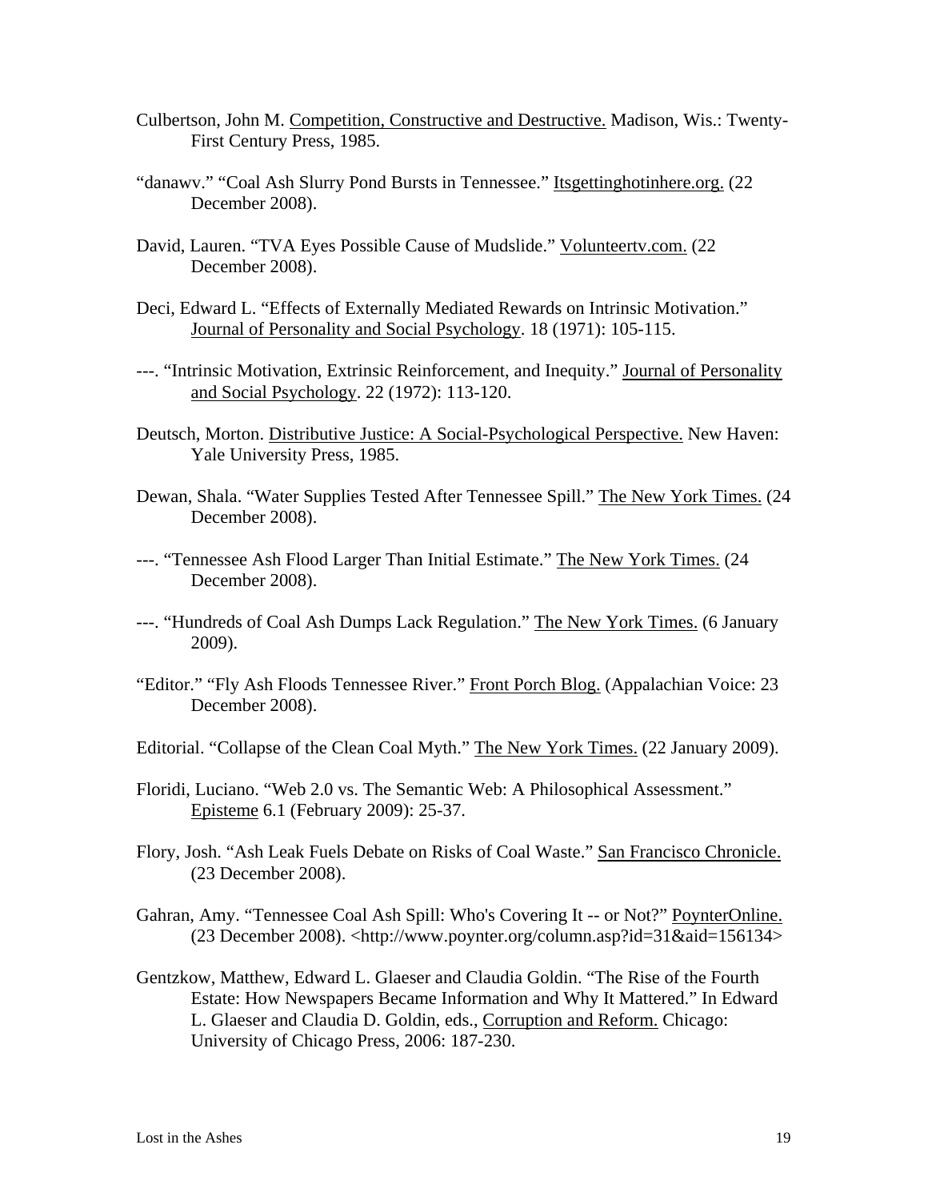Culbertson, John M. Competition, Constructive and Destructive. Madison, Wis.: Twenty-First Century Press, 1985.

"danawv." "Coal Ash Slurry Pond Bursts in Tennessee." Itsgettinghotinhere.org. (22 December 2008).

David, Lauren. "TVA Eyes Possible Cause of Mudslide." Volunteertv.com. (22 December 2008).

Deci, Edward L. "Effects of Externally Mediated Rewards on Intrinsic Motivation." Journal of Personality and Social Psychology. 18 (1971): 105-115.

---. "Intrinsic Motivation, Extrinsic Reinforcement, and Inequity." Journal of Personality and Social Psychology. 22 (1972): 113-120.

Deutsch, Morton. Distributive Justice: A Social-Psychological Perspective. New Haven: Yale University Press, 1985.

Dewan, Shala. "Water Supplies Tested After Tennessee Spill." The New York Times. (24 December 2008).

---. "Tennessee Ash Flood Larger Than Initial Estimate." The New York Times. (24 December 2008).

---. "Hundreds of Coal Ash Dumps Lack Regulation." The New York Times. (6 January 2009).

"Editor." "Fly Ash Floods Tennessee River." Front Porch Blog. (Appalachian Voice: 23 December 2008).

Editorial. "Collapse of the Clean Coal Myth." The New York Times. (22 January 2009).

Floridi, Luciano. "Web 2.0 vs. The Semantic Web: A Philosophical Assessment." Episteme 6.1 (February 2009): 25-37.

Flory, Josh. "Ash Leak Fuels Debate on Risks of Coal Waste." San Francisco Chronicle. (23 December 2008).

Gahran, Amy. "Tennessee Coal Ash Spill: Who's Covering It -- or Not?" PoynterOnline. (23 December 2008). <http://www.poynter.org/column.asp?id=31&aid=156134>

Gentzkow, Matthew, Edward L. Glaeser and Claudia Goldin. "The Rise of the Fourth Estate: How Newspapers Became Information and Why It Mattered." In Edward L. Glaeser and Claudia D. Goldin, eds., Corruption and Reform. Chicago: University of Chicago Press, 2006: 187-230.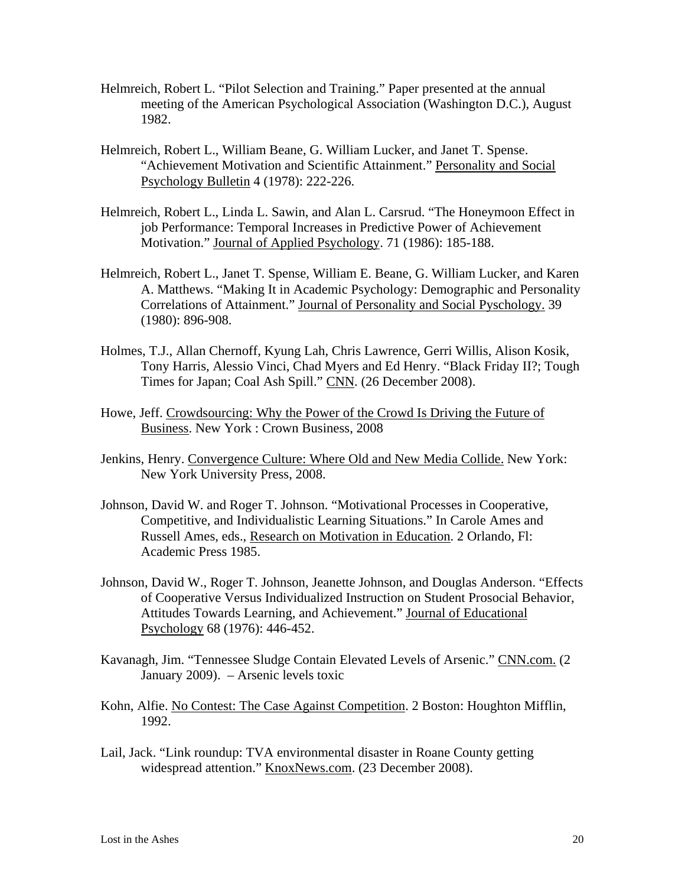Helmreich, Robert L. "Pilot Selection and Training." Paper presented at the annual meeting of the American Psychological Association (Washington D.C.), August 1982.

Helmreich, Robert L., William Beane, G. William Lucker, and Janet T. Spense. "Achievement Motivation and Scientific Attainment." Personality and Social Psychology Bulletin 4 (1978): 222-226.

Helmreich, Robert L., Linda L. Sawin, and Alan L. Carsrud. "The Honeymoon Effect in job Performance: Temporal Increases in Predictive Power of Achievement Motivation." Journal of Applied Psychology. 71 (1986): 185-188.

Helmreich, Robert L., Janet T. Spense, William E. Beane, G. William Lucker, and Karen A. Matthews. "Making It in Academic Psychology: Demographic and Personality Correlations of Attainment." Journal of Personality and Social Pyschology. 39 (1980): 896-908.

Holmes, T.J., Allan Chernoff, Kyung Lah, Chris Lawrence, Gerri Willis, Alison Kosik, Tony Harris, Alessio Vinci, Chad Myers and Ed Henry. "Black Friday II?; Tough Times for Japan; Coal Ash Spill." CNN. (26 December 2008).

Howe, Jeff. Crowdsourcing: Why the Power of the Crowd Is Driving the Future of Business. New York : Crown Business, 2008

Jenkins, Henry. Convergence Culture: Where Old and New Media Collide. New York: New York University Press, 2008.

Johnson, David W. and Roger T. Johnson. "Motivational Processes in Cooperative, Competitive, and Individualistic Learning Situations." In Carole Ames and Russell Ames, eds., Research on Motivation in Education. 2 Orlando, Fl: Academic Press 1985.

Johnson, David W., Roger T. Johnson, Jeanette Johnson, and Douglas Anderson. "Effects of Cooperative Versus Individualized Instruction on Student Prosocial Behavior, Attitudes Towards Learning, and Achievement." Journal of Educational Psychology 68 (1976): 446-452.

Kavanagh, Jim. "Tennessee Sludge Contain Elevated Levels of Arsenic." CNN.com. (2 January 2009). – Arsenic levels toxic

Kohn, Alfie. No Contest: The Case Against Competition. 2 Boston: Houghton Mifflin, 1992.

Lail, Jack. "Link roundup: TVA environmental disaster in Roane County getting widespread attention." KnoxNews.com. (23 December 2008).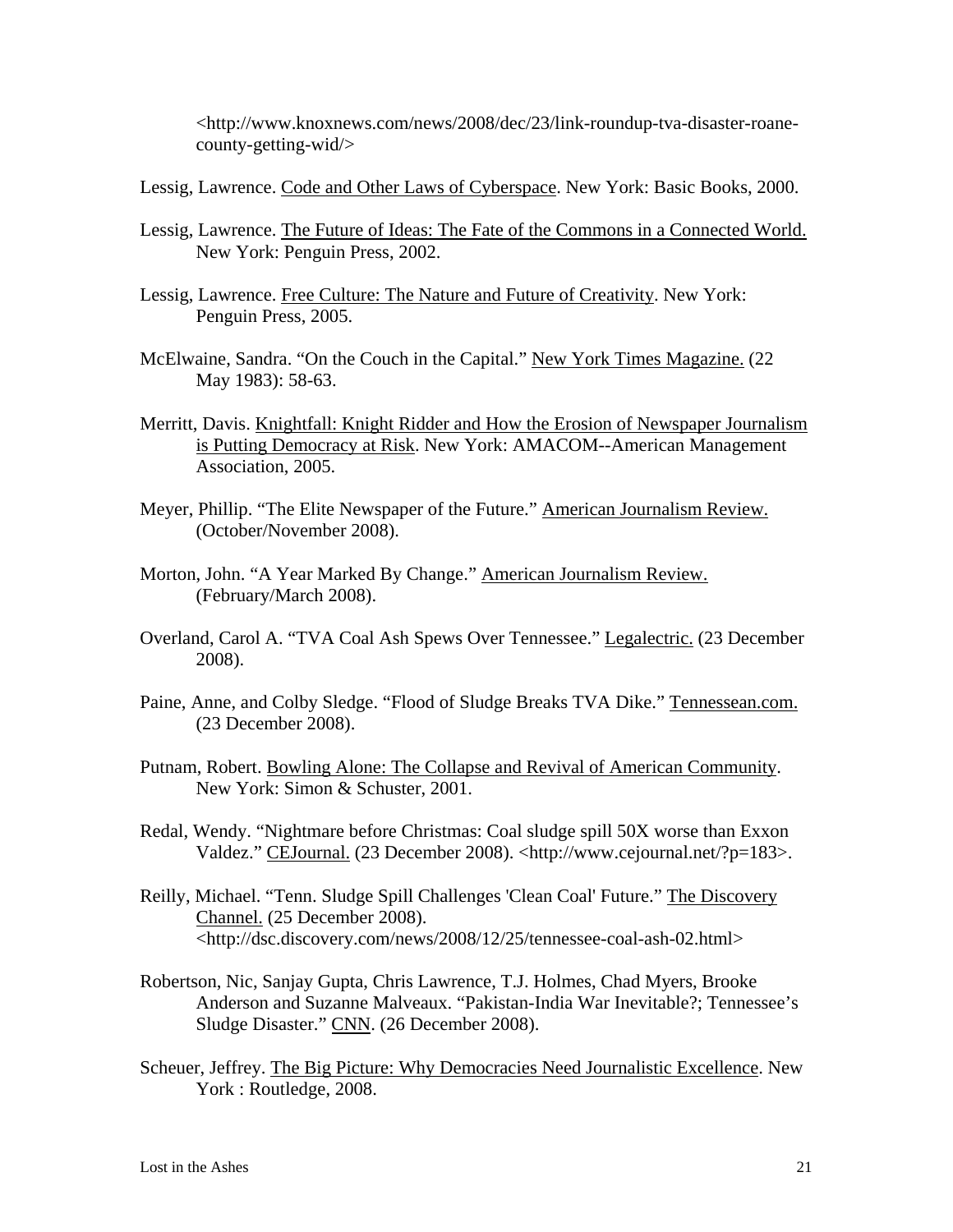<http://www.knoxnews.com/news/2008/dec/23/link-roundup-tva-disaster-roane-county-getting-wid/>

Lessig, Lawrence. Code and Other Laws of Cyberspace. New York: Basic Books, 2000.

Lessig, Lawrence. The Future of Ideas: The Fate of the Commons in a Connected World. New York: Penguin Press, 2002.

Lessig, Lawrence. Free Culture: The Nature and Future of Creativity. New York: Penguin Press, 2005.

McElwaine, Sandra. "On the Couch in the Capital." New York Times Magazine. (22 May 1983): 58-63.

Merritt, Davis. Knightfall: Knight Ridder and How the Erosion of Newspaper Journalism is Putting Democracy at Risk. New York: AMACOM--American Management Association, 2005.

Meyer, Phillip. "The Elite Newspaper of the Future." American Journalism Review. (October/November 2008).

Morton, John. "A Year Marked By Change." American Journalism Review. (February/March 2008).

Overland, Carol A. "TVA Coal Ash Spews Over Tennessee." Legalectric. (23 December 2008).

Paine, Anne, and Colby Sledge. "Flood of Sludge Breaks TVA Dike." Tennessean.com. (23 December 2008).

Putnam, Robert. Bowling Alone: The Collapse and Revival of American Community. New York: Simon & Schuster, 2001.

Redal, Wendy. "Nightmare before Christmas: Coal sludge spill 50X worse than Exxon Valdez." CEJournal. (23 December 2008). <http://www.cejournal.net/?p=183>.

Reilly, Michael. "Tenn. Sludge Spill Challenges 'Clean Coal' Future." The Discovery Channel. (25 December 2008). <http://dsc.discovery.com/news/2008/12/25/tennessee-coal-ash-02.html>

Robertson, Nic, Sanjay Gupta, Chris Lawrence, T.J. Holmes, Chad Myers, Brooke Anderson and Suzanne Malveaux. "Pakistan-India War Inevitable?; Tennessee's Sludge Disaster." CNN. (26 December 2008).

Scheuer, Jeffrey. The Big Picture: Why Democracies Need Journalistic Excellence. New York : Routledge, 2008.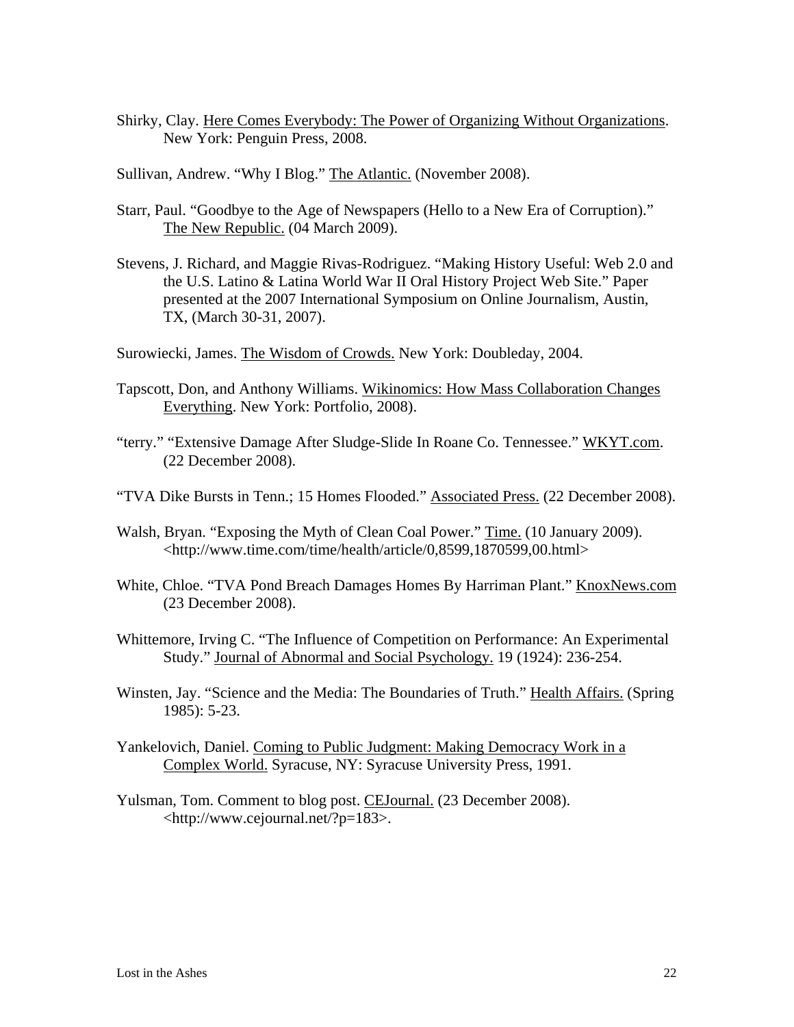Shirky, Clay. Here Comes Everybody: The Power of Organizing Without Organizations. New York: Penguin Press, 2008.

Sullivan, Andrew. "Why I Blog." The Atlantic. (November 2008).

Starr, Paul. "Goodbye to the Age of Newspapers (Hello to a New Era of Corruption)." The New Republic. (04 March 2009).

Stevens, J. Richard, and Maggie Rivas-Rodriguez. "Making History Useful: Web 2.0 and the U.S. Latino & Latina World War II Oral History Project Web Site." Paper presented at the 2007 International Symposium on Online Journalism, Austin, TX, (March 30-31, 2007).

Surowiecki, James. The Wisdom of Crowds. New York: Doubleday, 2004.

Tapscott, Don, and Anthony Williams. Wikinomics: How Mass Collaboration Changes Everything. New York: Portfolio, 2008).

"terry." "Extensive Damage After Sludge-Slide In Roane Co. Tennessee." WKYT.com. (22 December 2008).

"TVA Dike Bursts in Tenn.; 15 Homes Flooded." Associated Press. (22 December 2008).

Walsh, Bryan. "Exposing the Myth of Clean Coal Power." Time. (10 January 2009). <http://www.time.com/time/health/article/0,8599,1870599,00.html>

White, Chloe. "TVA Pond Breach Damages Homes By Harriman Plant." KnoxNews.com (23 December 2008).

Whittemore, Irving C. "The Influence of Competition on Performance: An Experimental Study." Journal of Abnormal and Social Psychology. 19 (1924): 236-254.

Winsten, Jay. "Science and the Media: The Boundaries of Truth." Health Affairs. (Spring 1985): 5-23.

Yankelovich, Daniel. Coming to Public Judgment: Making Democracy Work in a Complex World. Syracuse, NY: Syracuse University Press, 1991.

Yulsman, Tom. Comment to blog post. CEJournal. (23 December 2008). <http://www.cejournal.net/?p=183>.